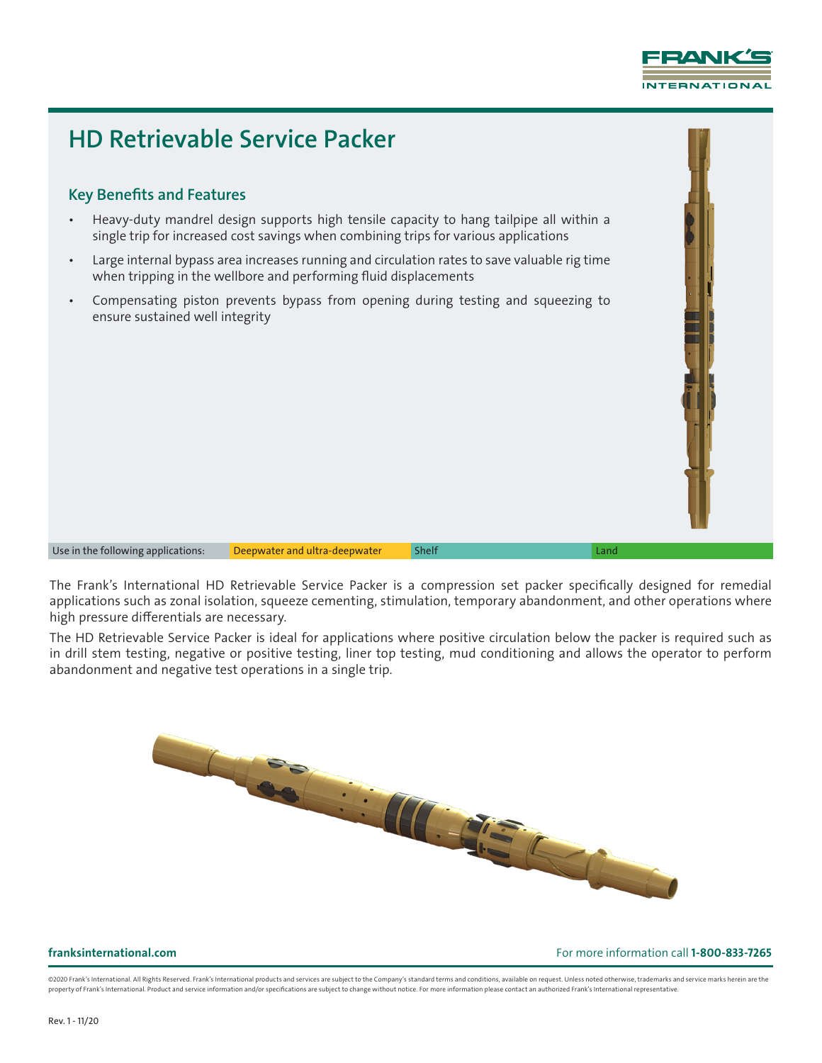# HD Retrievable Service Packer

## Key Benefits and Features

- Heavy-duty mandrel design supports high tensile capacity to hang tailpipe all within a single trip for increased cost savings when combining trips for various applications
- Large internal bypass area increases running and circulation rates to save valuable rig time when tripping in the wellbore and performing fluid displacements
- Compensating piston prevents bypass from opening during testing and squeezing to ensure sustained well integrity

| Use in the following applications: | Deepwater and ultra-deepwater | Shelf | Land |
|---|---|---|---|

The Frank's International HD Retrievable Service Packer is a compression set packer specifically designed for remedial applications such as zonal isolation, squeeze cementing, stimulation, temporary abandonment, and other operations where high pressure differentials are necessary.

The HD Retrievable Service Packer is ideal for applications where positive circulation below the packer is required such as in drill stem testing, negative or positive testing, liner top testing, mud conditioning and allows the operator to perform abandonment and negative test operations in a single trip.

**franksinternational.com** For more information call **1-800-833-7265**

©2020 Frank's International. All Rights Reserved. Frank's International products and services are subject to the Company's standard terms and conditions, available on request. Unless noted otherwise, trademarks and service marks herein are the property of Frank's International. Product and service information and/or specifications are subject to change without notice. For more information please contact an authorized Frank's International representative.

Rev. 1 - 11/20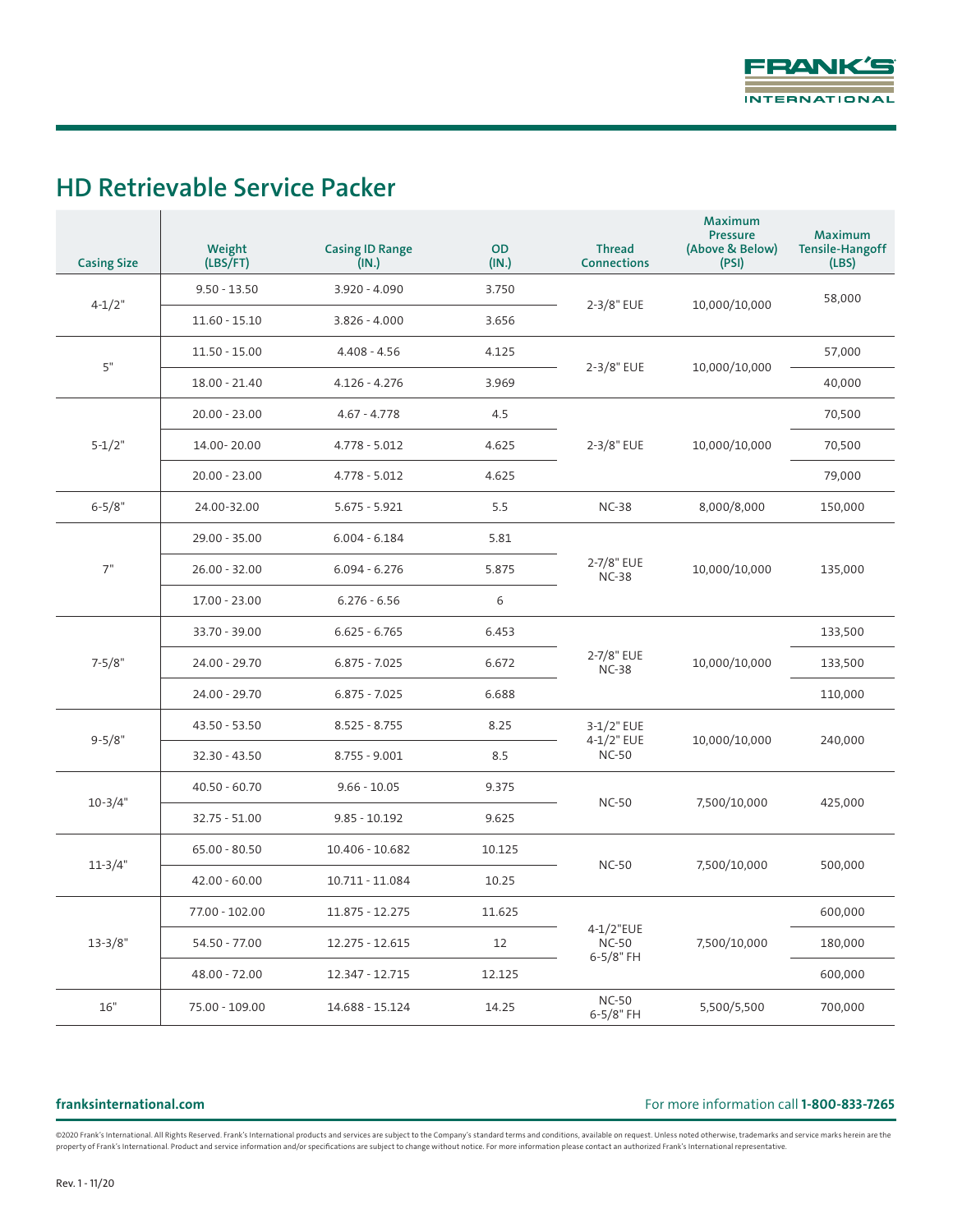## HD Retrievable Service Packer

| Casing Size | Weight (LBS/FT) | Casing ID Range (IN.) | OD (IN.) | Thread Connections | Maximum Pressure (Above & Below) (PSI) | Maximum Tensile-Hangoff (LBS) |
|---|---|---|---|---|---|---|
| 4-1/2" | 9.50 - 13.50 | 3.920 - 4.090 | 3.750 | 2-3/8" EUE | 10,000/10,000 | 58,000 |
| | 11.60 - 15.10 | 3.826 - 4.000 | 3.656 | | | |
| 5" | 11.50 - 15.00 | 4.408 - 4.56 | 4.125 | 2-3/8" EUE | 10,000/10,000 | 57,000 |
| | 18.00 - 21.40 | 4.126 - 4.276 | 3.969 | | | 40,000 |
| 5-1/2" | 20.00 - 23.00 | 4.67 - 4.778 | 4.5 | 2-3/8" EUE | 10,000/10,000 | 70,500 |
| | 14.00- 20.00 | 4.778 - 5.012 | 4.625 | | | 70,500 |
| | 20.00 - 23.00 | 4.778 - 5.012 | 4.625 | | | 79,000 |
| 6-5/8" | 24.00-32.00 | 5.675 - 5.921 | 5.5 | NC-38 | 8,000/8,000 | 150,000 |
| 7" | 29.00 - 35.00 | 6.004 - 6.184 | 5.81 | 2-7/8" EUE NC-38 | 10,000/10,000 | 135,000 |
| | 26.00 - 32.00 | 6.094 - 6.276 | 5.875 | | | |
| | 17.00 - 23.00 | 6.276 - 6.56 | 6 | | | |
| 7-5/8" | 33.70 - 39.00 | 6.625 - 6.765 | 6.453 | 2-7/8" EUE NC-38 | 10,000/10,000 | 133,500 |
| | 24.00 - 29.70 | 6.875 - 7.025 | 6.672 | | | 133,500 |
| | 24.00 - 29.70 | 6.875 - 7.025 | 6.688 | | | 110,000 |
| 9-5/8" | 43.50 - 53.50 | 8.525 - 8.755 | 8.25 | 3-1/2" EUE 4-1/2" EUE NC-50 | 10,000/10,000 | 240,000 |
| | 32.30 - 43.50 | 8.755 - 9.001 | 8.5 | | | |
| 10-3/4" | 40.50 - 60.70 | 9.66 - 10.05 | 9.375 | NC-50 | 7,500/10,000 | 425,000 |
| | 32.75 - 51.00 | 9.85 - 10.192 | 9.625 | | | |
| 11-3/4" | 65.00 - 80.50 | 10.406 - 10.682 | 10.125 | NC-50 | 7,500/10,000 | 500,000 |
| | 42.00 - 60.00 | 10.711 - 11.084 | 10.25 | | | |
| 13-3/8" | 77.00 - 102.00 | 11.875 - 12.275 | 11.625 | 4-1/2"EUE NC-50 6-5/8" FH | 7,500/10,000 | 600,000 |
| | 54.50 - 77.00 | 12.275 - 12.615 | 12 | | | 180,000 |
| | 48.00 - 72.00 | 12.347 - 12.715 | 12.125 | | | 600,000 |
| 16" | 75.00 - 109.00 | 14.688 - 15.124 | 14.25 | NC-50 6-5/8" FH | 5,500/5,500 | 700,000 |

**franksinternational.com**

For more information call **1-800-833-7265**

©2020 Frank's International. All Rights Reserved. Frank's International products and services are subject to the Company's standard terms and conditions, available on request. Unless noted otherwise, trademarks and service marks herein are the property of Frank's International. Product and service information and/or specifications are subject to change without notice. For more information please contact an authorized Frank's International representative.

Rev. 1 - 11/20